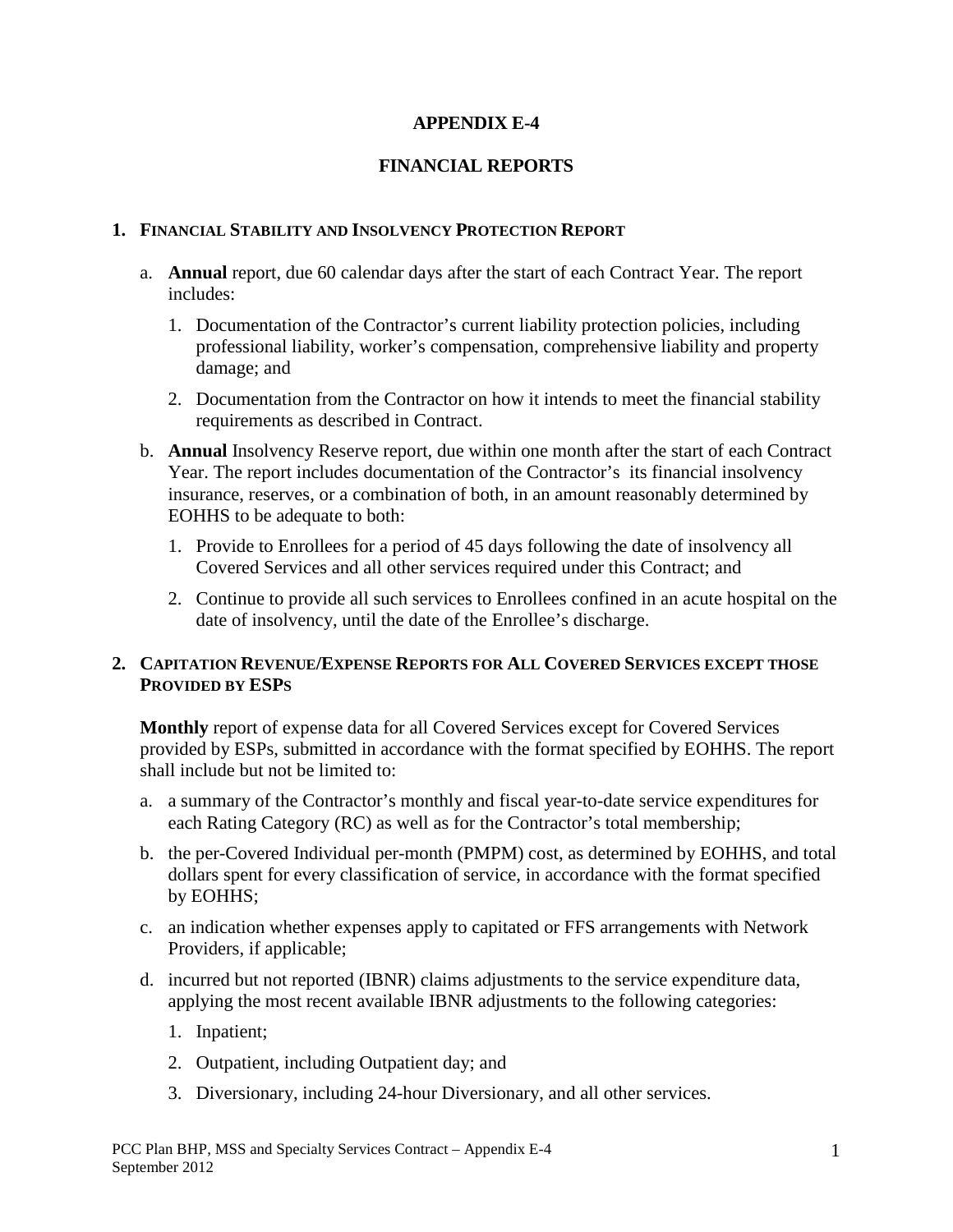# APPENDIX E-4

# FINANCIAL REPORTS

## 1. Financial Stability and Insolvency Protection Report

a. **Annual** report, due 60 calendar days after the start of each Contract Year. The report includes:

   1. Documentation of the Contractor's current liability protection policies, including professional liability, worker's compensation, comprehensive liability and property damage; and

   2. Documentation from the Contractor on how it intends to meet the financial stability requirements as described in Contract.

b. **Annual** Insolvency Reserve report, due within one month after the start of each Contract Year. The report includes documentation of the Contractor's its financial insolvency insurance, reserves, or a combination of both, in an amount reasonably determined by EOHHS to be adequate to both:

   1. Provide to Enrollees for a period of 45 days following the date of insolvency all Covered Services and all other services required under this Contract; and

   2. Continue to provide all such services to Enrollees confined in an acute hospital on the date of insolvency, until the date of the Enrollee's discharge.

## 2. Capitation Revenue/Expense Reports for All Covered Services except those Provided by ESPs

**Monthly** report of expense data for all Covered Services except for Covered Services provided by ESPs, submitted in accordance with the format specified by EOHHS. The report shall include but not be limited to:

a. a summary of the Contractor's monthly and fiscal year-to-date service expenditures for each Rating Category (RC) as well as for the Contractor's total membership;

b. the per-Covered Individual per-month (PMPM) cost, as determined by EOHHS, and total dollars spent for every classification of service, in accordance with the format specified by EOHHS;

c. an indication whether expenses apply to capitated or FFS arrangements with Network Providers, if applicable;

d. incurred but not reported (IBNR) claims adjustments to the service expenditure data, applying the most recent available IBNR adjustments to the following categories:

   1. Inpatient;

   2. Outpatient, including Outpatient day; and

   3. Diversionary, including 24-hour Diversionary, and all other services.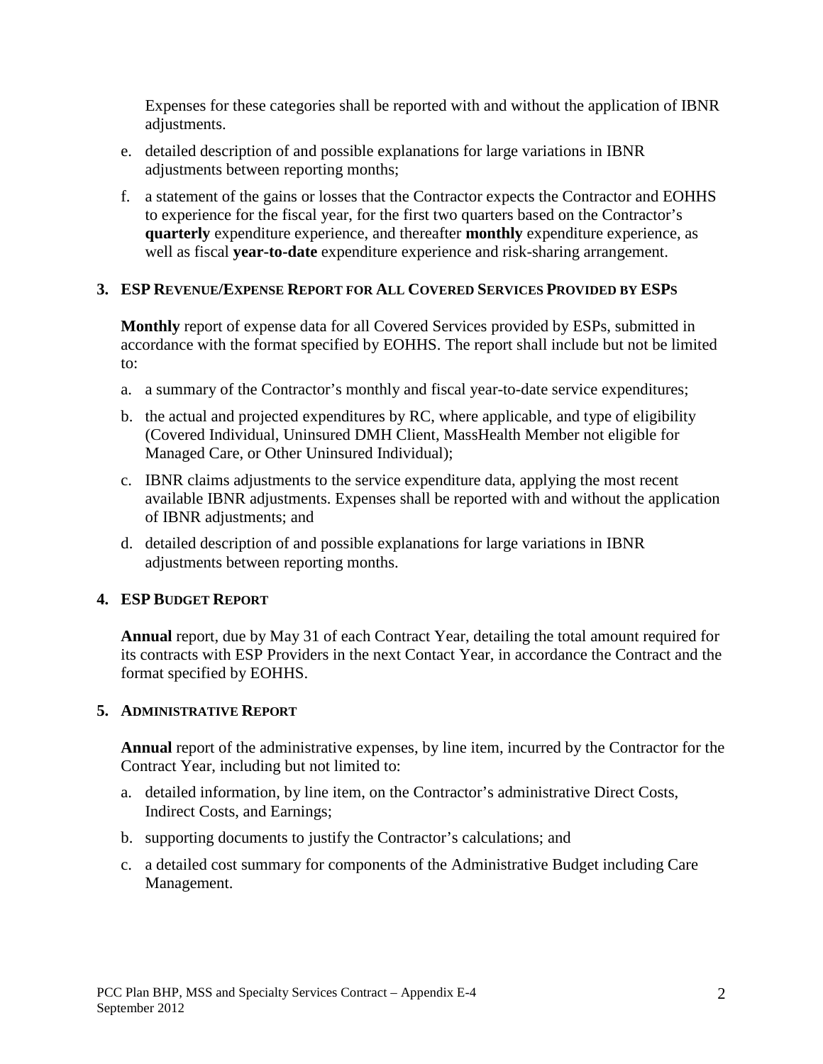Expenses for these categories shall be reported with and without the application of IBNR adjustments.

e. detailed description of and possible explanations for large variations in IBNR adjustments between reporting months;

f. a statement of the gains or losses that the Contractor expects the Contractor and EOHHS to experience for the fiscal year, for the first two quarters based on the Contractor's **quarterly** expenditure experience, and thereafter **monthly** expenditure experience, as well as fiscal **year-to-date** expenditure experience and risk-sharing arrangement.

### 3. ESP Revenue/Expense Report for All Covered Services Provided by ESPs

**Monthly** report of expense data for all Covered Services provided by ESPs, submitted in accordance with the format specified by EOHHS. The report shall include but not be limited to:

a. a summary of the Contractor's monthly and fiscal year-to-date service expenditures;

b. the actual and projected expenditures by RC, where applicable, and type of eligibility (Covered Individual, Uninsured DMH Client, MassHealth Member not eligible for Managed Care, or Other Uninsured Individual);

c. IBNR claims adjustments to the service expenditure data, applying the most recent available IBNR adjustments. Expenses shall be reported with and without the application of IBNR adjustments; and

d. detailed description of and possible explanations for large variations in IBNR adjustments between reporting months.

### 4. ESP Budget Report

**Annual** report, due by May 31 of each Contract Year, detailing the total amount required for its contracts with ESP Providers in the next Contact Year, in accordance the Contract and the format specified by EOHHS.

### 5. Administrative Report

**Annual** report of the administrative expenses, by line item, incurred by the Contractor for the Contract Year, including but not limited to:

a. detailed information, by line item, on the Contractor's administrative Direct Costs, Indirect Costs, and Earnings;

b. supporting documents to justify the Contractor's calculations; and

c. a detailed cost summary for components of the Administrative Budget including Care Management.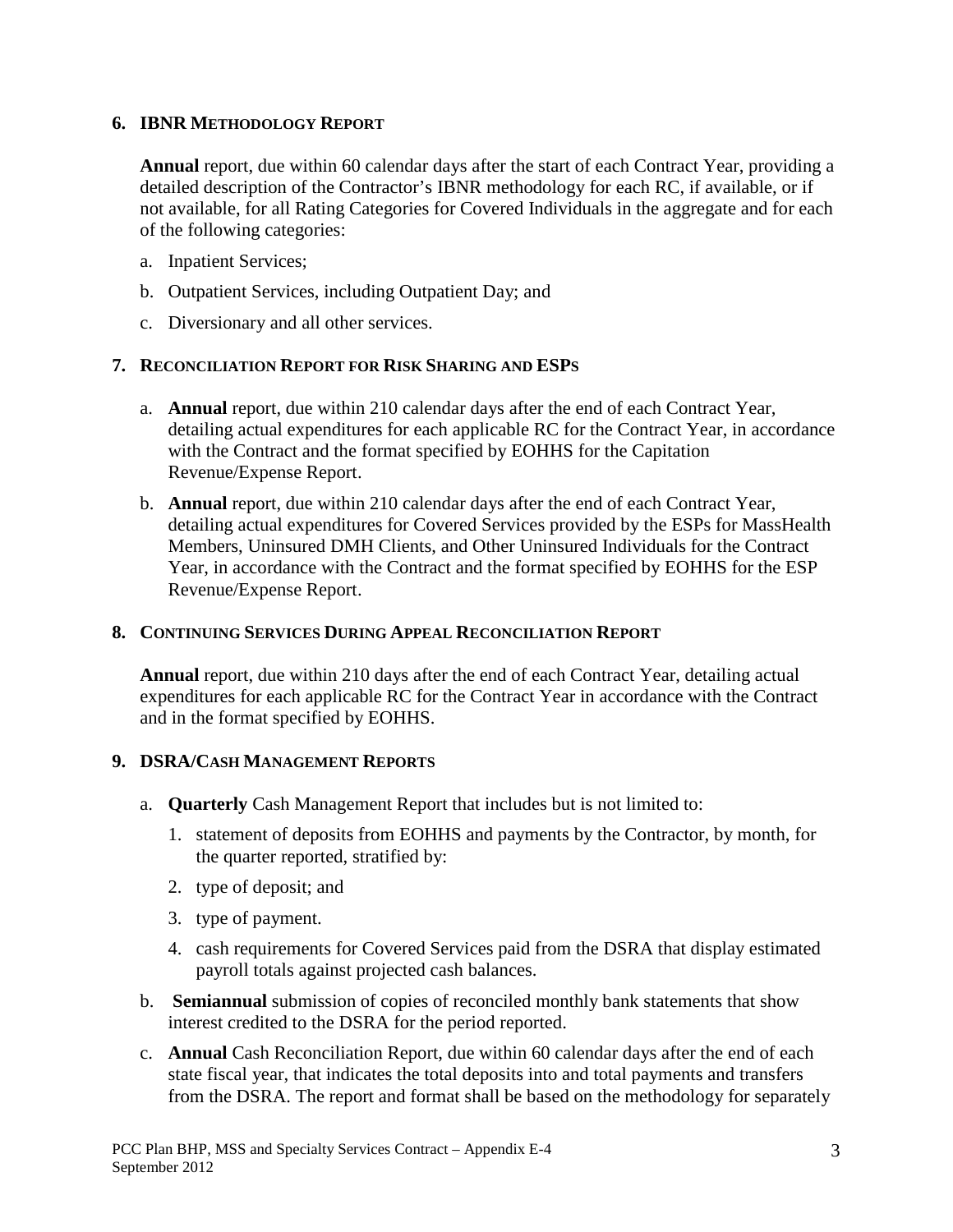## 6. IBNR METHODOLOGY REPORT

**Annual** report, due within 60 calendar days after the start of each Contract Year, providing a detailed description of the Contractor's IBNR methodology for each RC, if available, or if not available, for all Rating Categories for Covered Individuals in the aggregate and for each of the following categories:

a. Inpatient Services;

b. Outpatient Services, including Outpatient Day; and

c. Diversionary and all other services.

## 7. RECONCILIATION REPORT FOR RISK SHARING AND ESPS

a. **Annual** report, due within 210 calendar days after the end of each Contract Year, detailing actual expenditures for each applicable RC for the Contract Year, in accordance with the Contract and the format specified by EOHHS for the Capitation Revenue/Expense Report.

b. **Annual** report, due within 210 calendar days after the end of each Contract Year, detailing actual expenditures for Covered Services provided by the ESPs for MassHealth Members, Uninsured DMH Clients, and Other Uninsured Individuals for the Contract Year, in accordance with the Contract and the format specified by EOHHS for the ESP Revenue/Expense Report.

## 8. CONTINUING SERVICES DURING APPEAL RECONCILIATION REPORT

**Annual** report, due within 210 days after the end of each Contract Year, detailing actual expenditures for each applicable RC for the Contract Year in accordance with the Contract and in the format specified by EOHHS.

## 9. DSRA/CASH MANAGEMENT REPORTS

a. **Quarterly** Cash Management Report that includes but is not limited to:

   1. statement of deposits from EOHHS and payments by the Contractor, by month, for the quarter reported, stratified by:
   2. type of deposit; and
   3. type of payment.
   4. cash requirements for Covered Services paid from the DSRA that display estimated payroll totals against projected cash balances.

b. **Semiannual** submission of copies of reconciled monthly bank statements that show interest credited to the DSRA for the period reported.

c. **Annual** Cash Reconciliation Report, due within 60 calendar days after the end of each state fiscal year, that indicates the total deposits into and total payments and transfers from the DSRA. The report and format shall be based on the methodology for separately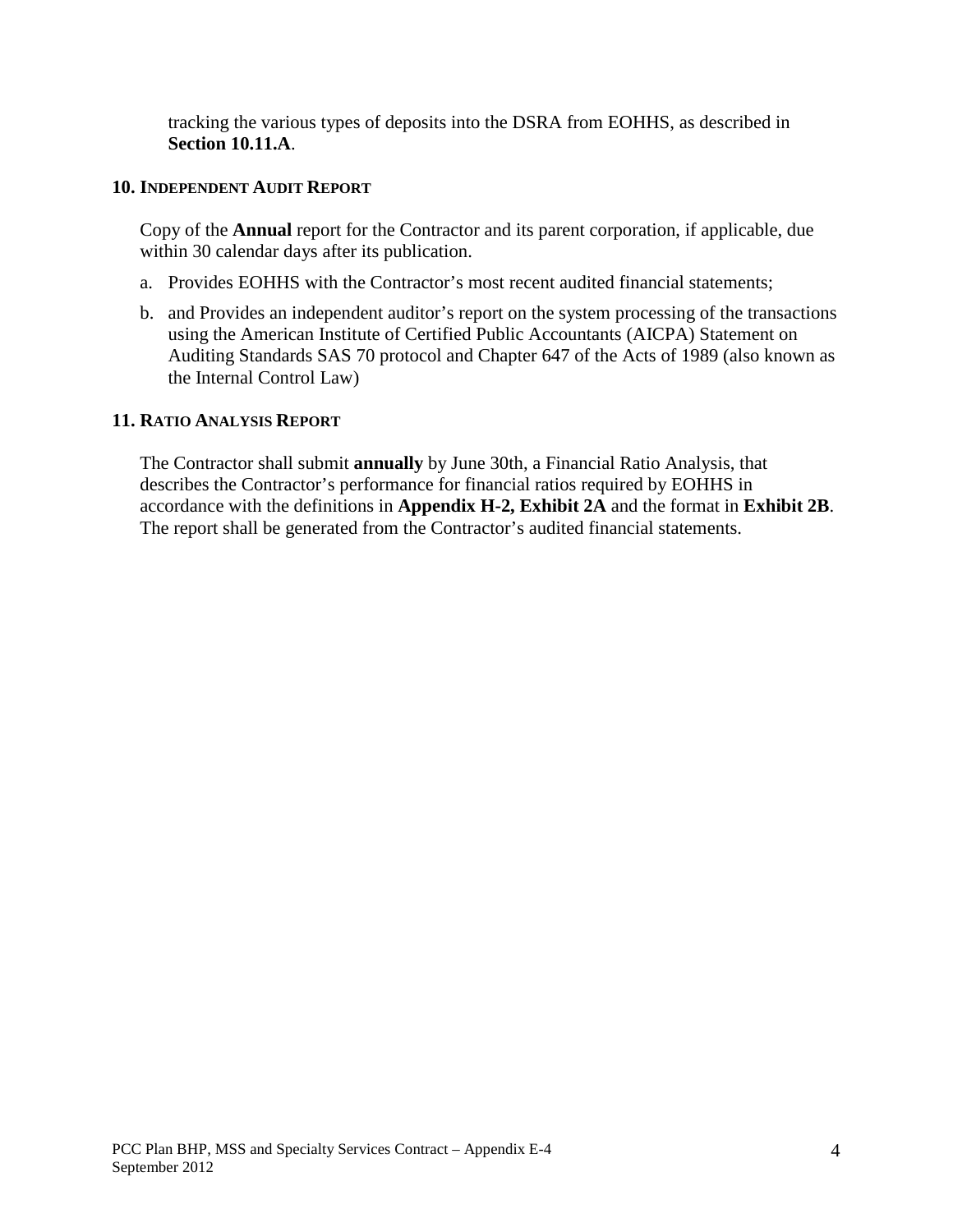tracking the various types of deposits into the DSRA from EOHHS, as described in **Section 10.11.A**.

### 10. Independent Audit Report

Copy of the **Annual** report for the Contractor and its parent corporation, if applicable, due within 30 calendar days after its publication.

a. Provides EOHHS with the Contractor's most recent audited financial statements;

b. and Provides an independent auditor's report on the system processing of the transactions using the American Institute of Certified Public Accountants (AICPA) Statement on Auditing Standards SAS 70 protocol and Chapter 647 of the Acts of 1989 (also known as the Internal Control Law)

### 11. Ratio Analysis Report

The Contractor shall submit **annually** by June 30th, a Financial Ratio Analysis, that describes the Contractor's performance for financial ratios required by EOHHS in accordance with the definitions in **Appendix H-2, Exhibit 2A** and the format in **Exhibit 2B**. The report shall be generated from the Contractor's audited financial statements.